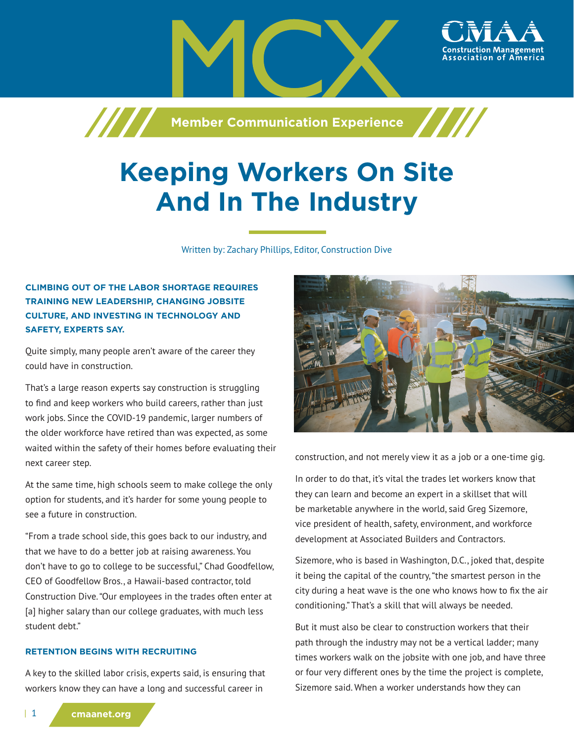# MCX

Member Communication Experience

# Keeping Workers On Site And In The Industry

Written by: Zachary Phillips, Editor, Construction Dive

**CLIMBING OUT OF THE LABOR SHORTAGE REQUIRES TRAINING NEW LEADERSHIP, CHANGING JOBSITE CULTURE, AND INVESTING IN TECHNOLOGY AND SAFETY, EXPERTS SAY.**

Quite simply, many people aren't aware of the career they could have in construction.

That's a large reason experts say construction is struggling to find and keep workers who build careers, rather than just work jobs. Since the COVID-19 pandemic, larger numbers of the older workforce have retired than was expected, as some waited within the safety of their homes before evaluating their next career step.

At the same time, high schools seem to make college the only option for students, and it's harder for some young people to see a future in construction.

"From a trade school side, this goes back to our industry, and that we have to do a better job at raising awareness. You don't have to go to college to be successful," Chad Goodfellow, CEO of Goodfellow Bros., a Hawaii-based contractor, told Construction Dive. "Our employees in the trades often enter at [a] higher salary than our college graduates, with much less student debt."

## RETENTION BEGINS WITH RECRUITING

A key to the skilled labor crisis, experts said, is ensuring that workers know they can have a long and successful career in construction, and not merely view it as a job or a one-time gig.

In order to do that, it's vital the trades let workers know that they can learn and become an expert in a skillset that will be marketable anywhere in the world, said Greg Sizemore, vice president of health, safety, environment, and workforce development at Associated Builders and Contractors.

Sizemore, who is based in Washington, D.C., joked that, despite it being the capital of the country, "the smartest person in the city during a heat wave is the one who knows how to fix the air conditioning." That's a skill that will always be needed.

But it must also be clear to construction workers that their path through the industry may not be a vertical ladder; many times workers walk on the jobsite with one job, and have three or four very different ones by the time the project is complete, Sizemore said. When a worker understands how they can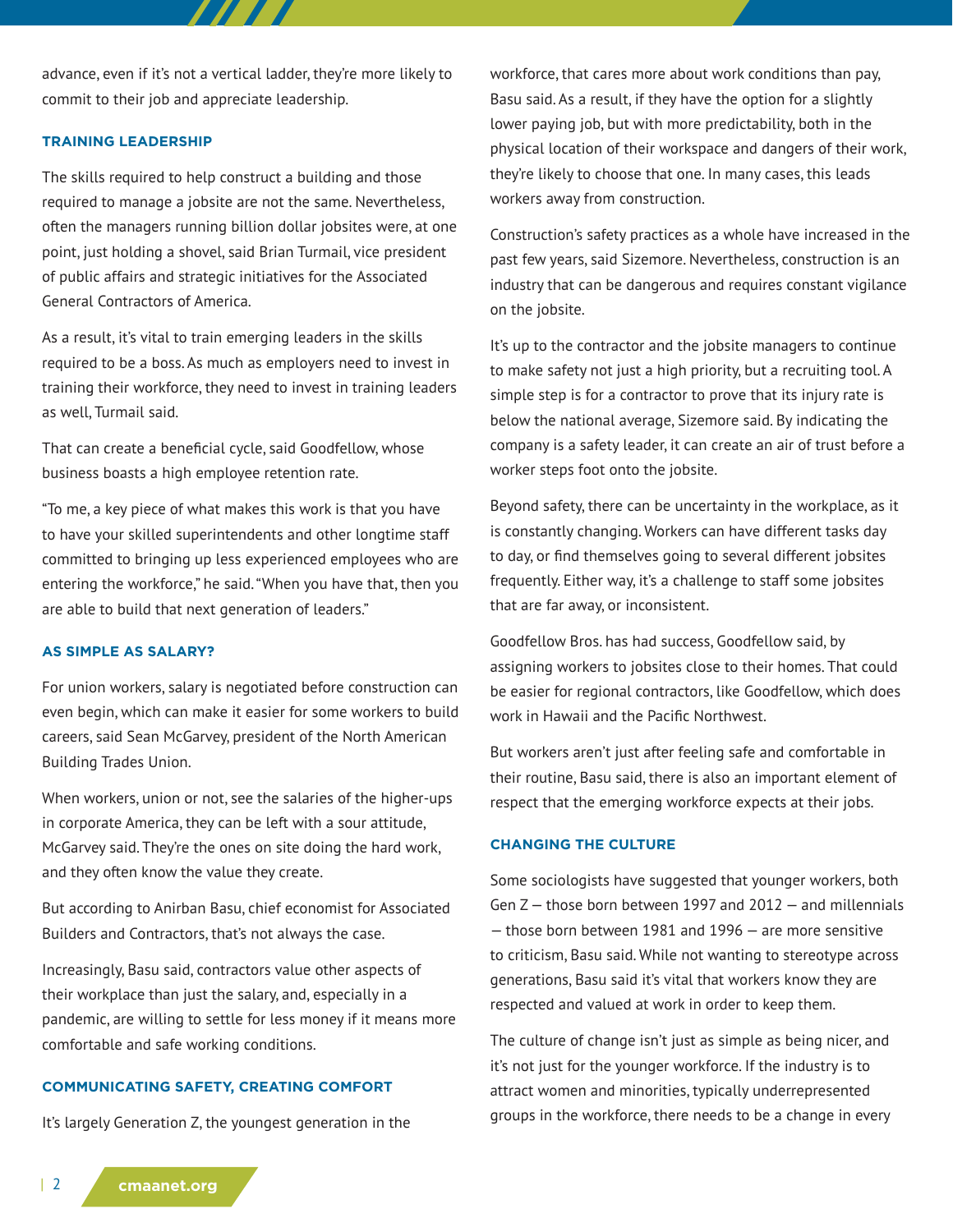advance, even if it's not a vertical ladder, they're more likely to commit to their job and appreciate leadership.

### TRAINING LEADERSHIP

The skills required to help construct a building and those required to manage a jobsite are not the same. Nevertheless, often the managers running billion dollar jobsites were, at one point, just holding a shovel, said Brian Turmail, vice president of public affairs and strategic initiatives for the Associated General Contractors of America.

As a result, it's vital to train emerging leaders in the skills required to be a boss. As much as employers need to invest in training their workforce, they need to invest in training leaders as well, Turmail said.

That can create a beneficial cycle, said Goodfellow, whose business boasts a high employee retention rate.

"To me, a key piece of what makes this work is that you have to have your skilled superintendents and other longtime staff committed to bringing up less experienced employees who are entering the workforce," he said. "When you have that, then you are able to build that next generation of leaders."

### AS SIMPLE AS SALARY?

For union workers, salary is negotiated before construction can even begin, which can make it easier for some workers to build careers, said Sean McGarvey, president of the North American Building Trades Union.

When workers, union or not, see the salaries of the higher-ups in corporate America, they can be left with a sour attitude, McGarvey said. They're the ones on site doing the hard work, and they often know the value they create.

But according to Anirban Basu, chief economist for Associated Builders and Contractors, that's not always the case.

Increasingly, Basu said, contractors value other aspects of their workplace than just the salary, and, especially in a pandemic, are willing to settle for less money if it means more comfortable and safe working conditions.

### COMMUNICATING SAFETY, CREATING COMFORT

It's largely Generation Z, the youngest generation in the workforce, that cares more about work conditions than pay, Basu said. As a result, if they have the option for a slightly lower paying job, but with more predictability, both in the physical location of their workspace and dangers of their work, they're likely to choose that one. In many cases, this leads workers away from construction.

Construction's safety practices as a whole have increased in the past few years, said Sizemore. Nevertheless, construction is an industry that can be dangerous and requires constant vigilance on the jobsite.

It's up to the contractor and the jobsite managers to continue to make safety not just a high priority, but a recruiting tool. A simple step is for a contractor to prove that its injury rate is below the national average, Sizemore said. By indicating the company is a safety leader, it can create an air of trust before a worker steps foot onto the jobsite.

Beyond safety, there can be uncertainty in the workplace, as it is constantly changing. Workers can have different tasks day to day, or find themselves going to several different jobsites frequently. Either way, it's a challenge to staff some jobsites that are far away, or inconsistent.

Goodfellow Bros. has had success, Goodfellow said, by assigning workers to jobsites close to their homes. That could be easier for regional contractors, like Goodfellow, which does work in Hawaii and the Pacific Northwest.

But workers aren't just after feeling safe and comfortable in their routine, Basu said, there is also an important element of respect that the emerging workforce expects at their jobs.

### CHANGING THE CULTURE

Some sociologists have suggested that younger workers, both Gen Z — those born between 1997 and 2012 — and millennials — those born between 1981 and 1996 — are more sensitive to criticism, Basu said. While not wanting to stereotype across generations, Basu said it's vital that workers know they are respected and valued at work in order to keep them.

The culture of change isn't just as simple as being nicer, and it's not just for the younger workforce. If the industry is to attract women and minorities, typically underrepresented groups in the workforce, there needs to be a change in every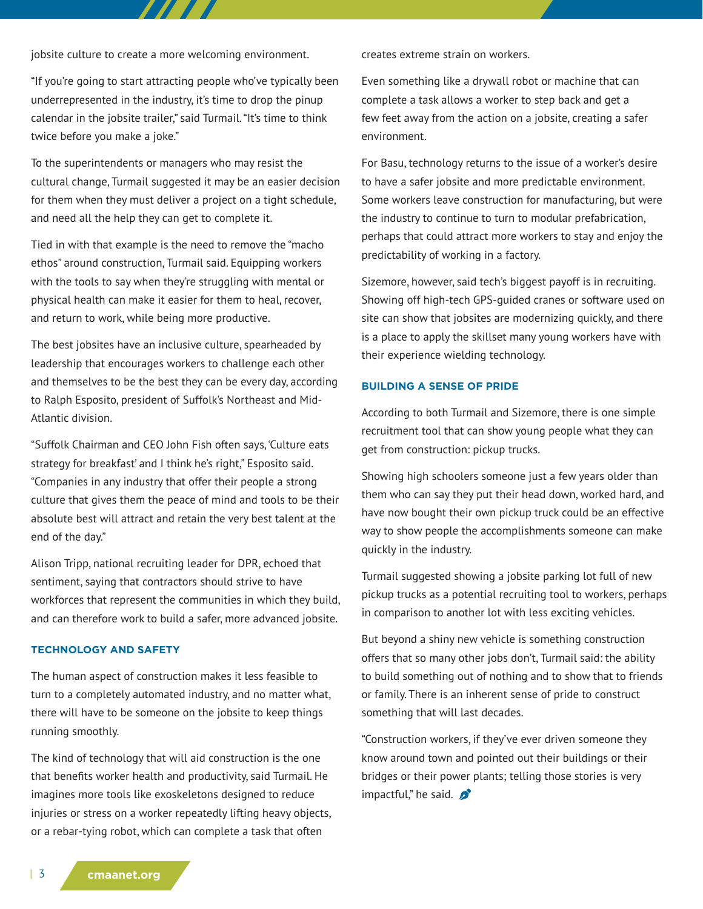jobsite culture to create a more welcoming environment.

"If you're going to start attracting people who've typically been underrepresented in the industry, it's time to drop the pinup calendar in the jobsite trailer," said Turmail. "It's time to think twice before you make a joke."

To the superintendents or managers who may resist the cultural change, Turmail suggested it may be an easier decision for them when they must deliver a project on a tight schedule, and need all the help they can get to complete it.

Tied in with that example is the need to remove the "macho ethos" around construction, Turmail said. Equipping workers with the tools to say when they're struggling with mental or physical health can make it easier for them to heal, recover, and return to work, while being more productive.

The best jobsites have an inclusive culture, spearheaded by leadership that encourages workers to challenge each other and themselves to be the best they can be every day, according to Ralph Esposito, president of Suffolk's Northeast and Mid-Atlantic division.

"Suffolk Chairman and CEO John Fish often says, 'Culture eats strategy for breakfast' and I think he's right," Esposito said. "Companies in any industry that offer their people a strong culture that gives them the peace of mind and tools to be their absolute best will attract and retain the very best talent at the end of the day."

Alison Tripp, national recruiting leader for DPR, echoed that sentiment, saying that contractors should strive to have workforces that represent the communities in which they build, and can therefore work to build a safer, more advanced jobsite.

### TECHNOLOGY AND SAFETY

The human aspect of construction makes it less feasible to turn to a completely automated industry, and no matter what, there will have to be someone on the jobsite to keep things running smoothly.

The kind of technology that will aid construction is the one that benefits worker health and productivity, said Turmail. He imagines more tools like exoskeletons designed to reduce injuries or stress on a worker repeatedly lifting heavy objects, or a rebar-tying robot, which can complete a task that often creates extreme strain on workers.

Even something like a drywall robot or machine that can complete a task allows a worker to step back and get a few feet away from the action on a jobsite, creating a safer environment.

For Basu, technology returns to the issue of a worker's desire to have a safer jobsite and more predictable environment. Some workers leave construction for manufacturing, but were the industry to continue to turn to modular prefabrication, perhaps that could attract more workers to stay and enjoy the predictability of working in a factory.

Sizemore, however, said tech's biggest payoff is in recruiting. Showing off high-tech GPS-guided cranes or software used on site can show that jobsites are modernizing quickly, and there is a place to apply the skillset many young workers have with their experience wielding technology.

### BUILDING A SENSE OF PRIDE

According to both Turmail and Sizemore, there is one simple recruitment tool that can show young people what they can get from construction: pickup trucks.

Showing high schoolers someone just a few years older than them who can say they put their head down, worked hard, and have now bought their own pickup truck could be an effective way to show people the accomplishments someone can make quickly in the industry.

Turmail suggested showing a jobsite parking lot full of new pickup trucks as a potential recruiting tool to workers, perhaps in comparison to another lot with less exciting vehicles.

But beyond a shiny new vehicle is something construction offers that so many other jobs don't, Turmail said: the ability to build something out of nothing and to show that to friends or family. There is an inherent sense of pride to construct something that will last decades.

"Construction workers, if they've ever driven someone they know around town and pointed out their buildings or their bridges or their power plants; telling those stories is very impactful," he said.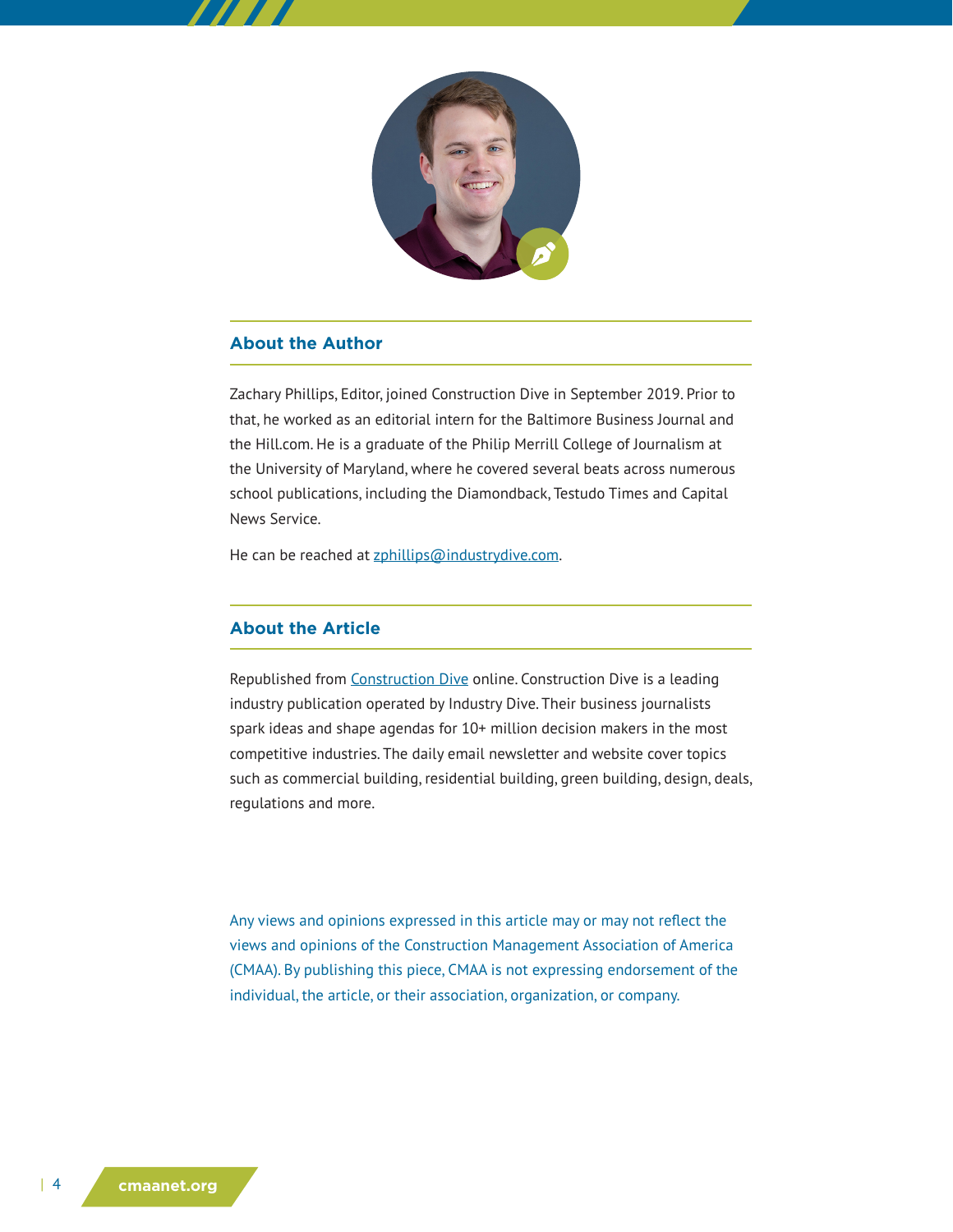## About the Author

Zachary Phillips, Editor, joined Construction Dive in September 2019. Prior to that, he worked as an editorial intern for the Baltimore Business Journal and the Hill.com. He is a graduate of the Philip Merrill College of Journalism at the University of Maryland, where he covered several beats across numerous school publications, including the Diamondback, Testudo Times and Capital News Service.

He can be reached at zphillips@industrydive.com.

## About the Article

Republished from Construction Dive online. Construction Dive is a leading industry publication operated by Industry Dive. Their business journalists spark ideas and shape agendas for 10+ million decision makers in the most competitive industries. The daily email newsletter and website cover topics such as commercial building, residential building, green building, design, deals, regulations and more.

Any views and opinions expressed in this article may or may not reflect the views and opinions of the Construction Management Association of America (CMAA). By publishing this piece, CMAA is not expressing endorsement of the individual, the article, or their association, organization, or company.